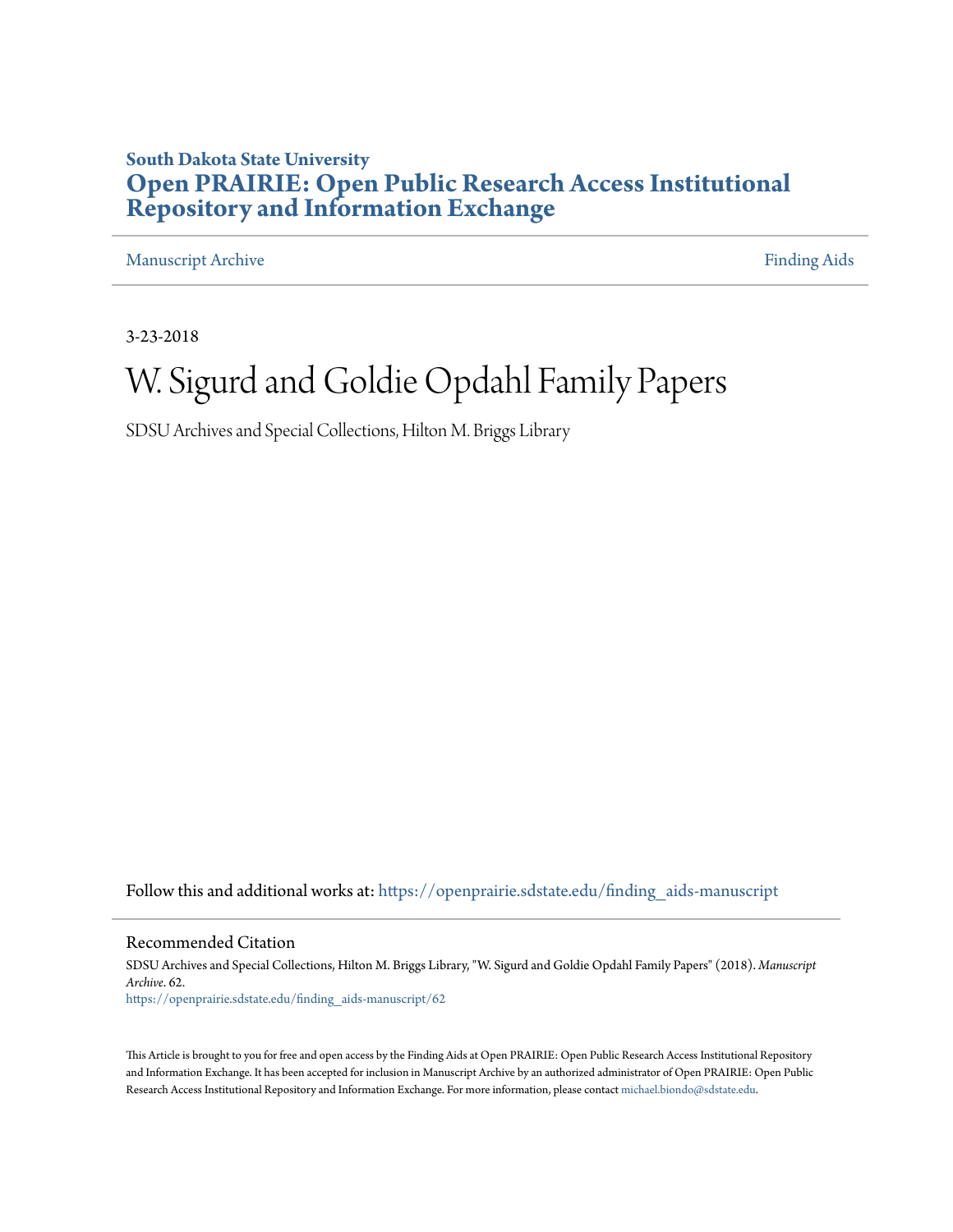**South Dakota State University**

# Open PRAIRIE: Open Public Research Access Institutional Repository and Information Exchange

Manuscript Archive | Finding Aids

3-23-2018

# W. Sigurd and Goldie Opdahl Family Papers

SDSU Archives and Special Collections, Hilton M. Briggs Library

Follow this and additional works at: https://openprairie.sdstate.edu/finding_aids-manuscript

## Recommended Citation

SDSU Archives and Special Collections, Hilton M. Briggs Library, "W. Sigurd and Goldie Opdahl Family Papers" (2018). *Manuscript Archive*. 62.
https://openprairie.sdstate.edu/finding_aids-manuscript/62

This Article is brought to you for free and open access by the Finding Aids at Open PRAIRIE: Open Public Research Access Institutional Repository and Information Exchange. It has been accepted for inclusion in Manuscript Archive by an authorized administrator of Open PRAIRIE: Open Public Research Access Institutional Repository and Information Exchange. For more information, please contact michael.biondo@sdstate.edu.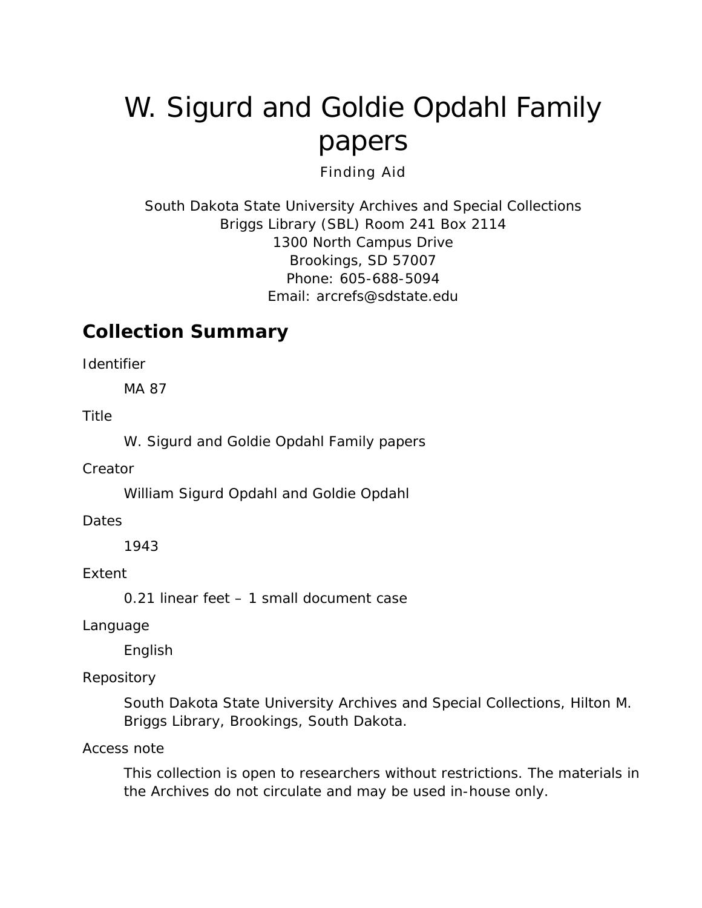# W. Sigurd and Goldie Opdahl Family papers

Finding Aid

South Dakota State University Archives and Special Collections
Briggs Library (SBL) Room 241 Box 2114
1300 North Campus Drive
Brookings, SD 57007
Phone: 605-688-5094
Email: arcrefs@sdstate.edu

## Collection Summary

Identifier

MA 87

Title

W. Sigurd and Goldie Opdahl Family papers

Creator

William Sigurd Opdahl and Goldie Opdahl

Dates

1943

Extent

0.21 linear feet – 1 small document case

Language

English

Repository

South Dakota State University Archives and Special Collections, Hilton M. Briggs Library, Brookings, South Dakota.

Access note

This collection is open to researchers without restrictions. The materials in the Archives do not circulate and may be used in-house only.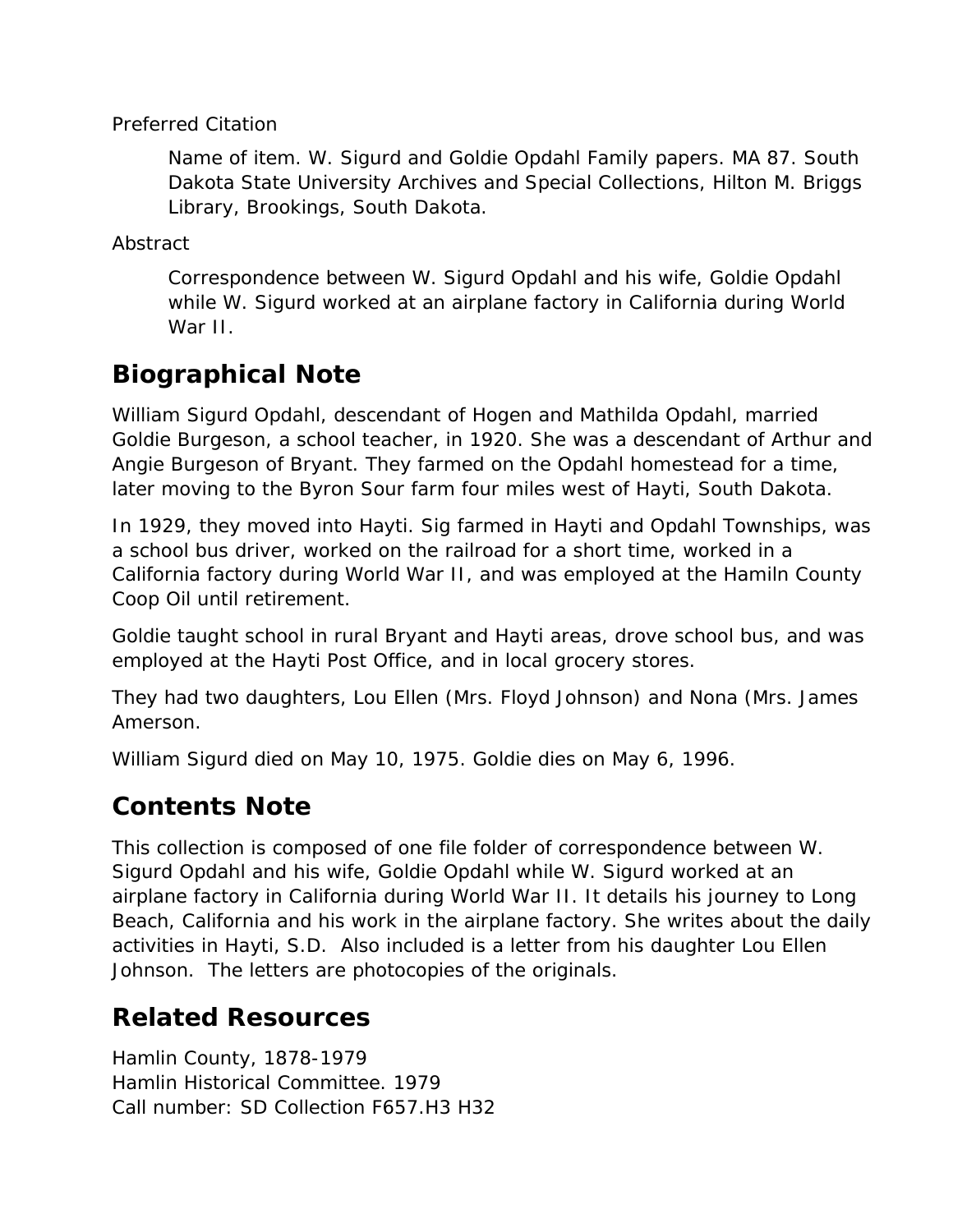Preferred Citation

> Name of item. W. Sigurd and Goldie Opdahl Family papers. MA 87. South Dakota State University Archives and Special Collections, Hilton M. Briggs Library, Brookings, South Dakota.

Abstract

> Correspondence between W. Sigurd Opdahl and his wife, Goldie Opdahl while W. Sigurd worked at an airplane factory in California during World War II.

## Biographical Note

William Sigurd Opdahl, descendant of Hogen and Mathilda Opdahl, married Goldie Burgeson, a school teacher, in 1920. She was a descendant of Arthur and Angie Burgeson of Bryant. They farmed on the Opdahl homestead for a time, later moving to the Byron Sour farm four miles west of Hayti, South Dakota.

In 1929, they moved into Hayti. Sig farmed in Hayti and Opdahl Townships, was a school bus driver, worked on the railroad for a short time, worked in a California factory during World War II, and was employed at the Hamiln County Coop Oil until retirement.

Goldie taught school in rural Bryant and Hayti areas, drove school bus, and was employed at the Hayti Post Office, and in local grocery stores.

They had two daughters, Lou Ellen (Mrs. Floyd Johnson) and Nona (Mrs. James Amerson.

William Sigurd died on May 10, 1975. Goldie dies on May 6, 1996.

## Contents Note

This collection is composed of one file folder of correspondence between W. Sigurd Opdahl and his wife, Goldie Opdahl while W. Sigurd worked at an airplane factory in California during World War II. It details his journey to Long Beach, California and his work in the airplane factory. She writes about the daily activities in Hayti, S.D. Also included is a letter from his daughter Lou Ellen Johnson. The letters are photocopies of the originals.

## Related Resources

Hamlin County, 1878-1979  
Hamlin Historical Committee. 1979  
Call number: SD Collection F657.H3 H32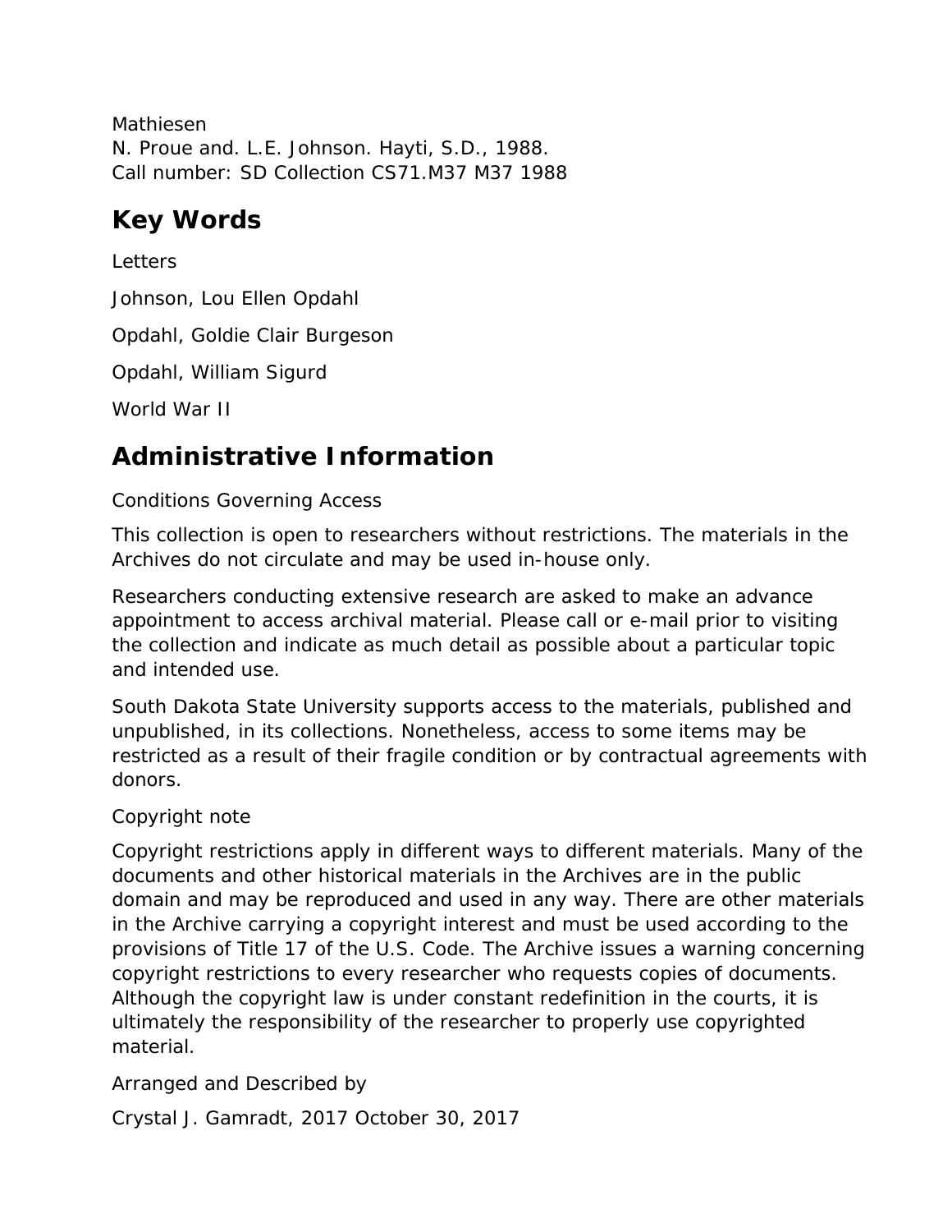Mathiesen
N. Proue and. L.E. Johnson. Hayti, S.D., 1988.
Call number: SD Collection CS71.M37 M37 1988

## Key Words

Letters

Johnson, Lou Ellen Opdahl

Opdahl, Goldie Clair Burgeson

Opdahl, William Sigurd

World War II

## Administrative Information

Conditions Governing Access

This collection is open to researchers without restrictions. The materials in the Archives do not circulate and may be used in-house only.

Researchers conducting extensive research are asked to make an advance appointment to access archival material. Please call or e-mail prior to visiting the collection and indicate as much detail as possible about a particular topic and intended use.

South Dakota State University supports access to the materials, published and unpublished, in its collections. Nonetheless, access to some items may be restricted as a result of their fragile condition or by contractual agreements with donors.

Copyright note

Copyright restrictions apply in different ways to different materials. Many of the documents and other historical materials in the Archives are in the public domain and may be reproduced and used in any way. There are other materials in the Archive carrying a copyright interest and must be used according to the provisions of Title 17 of the U.S. Code. The Archive issues a warning concerning copyright restrictions to every researcher who requests copies of documents. Although the copyright law is under constant redefinition in the courts, it is ultimately the responsibility of the researcher to properly use copyrighted material.

Arranged and Described by

Crystal J. Gamradt, 2017 October 30, 2017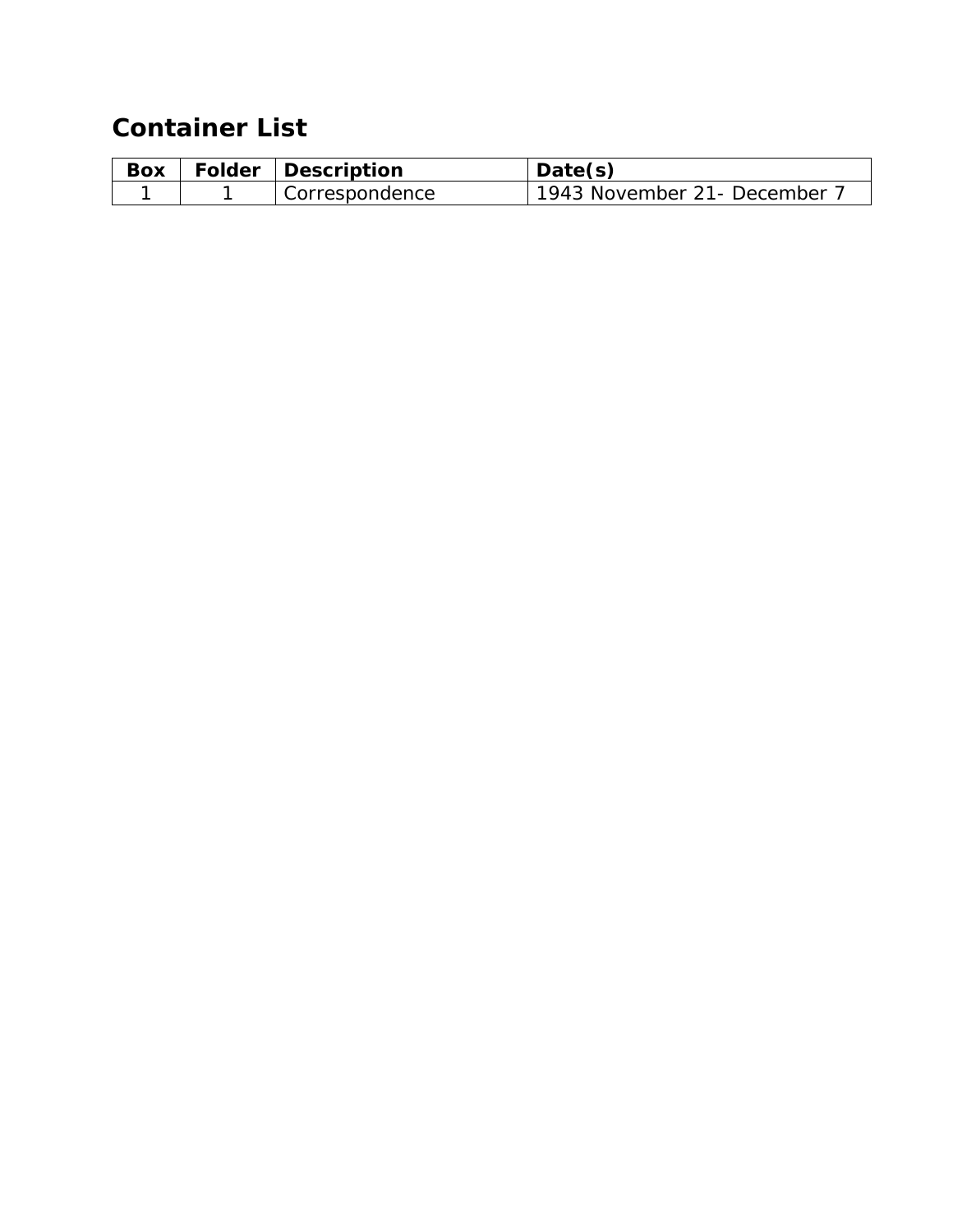## Container List

| Box | Folder | Description | Date(s) |
|---|---|---|---|
| 1 | 1 | Correspondence | 1943 November 21- December 7 |